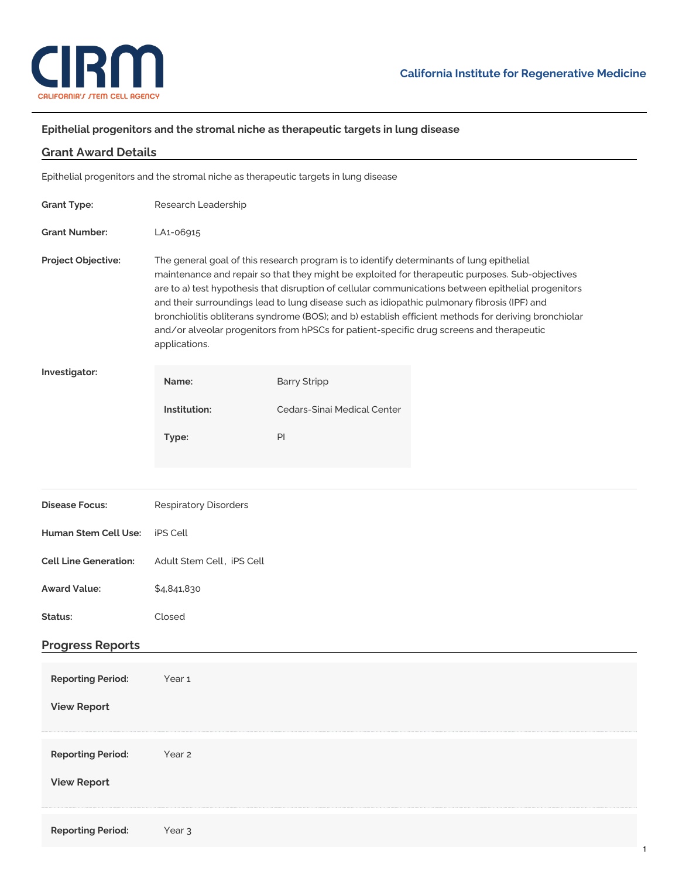# Epithelial progenitors and the stromal niche as therapeutic targets in lung disease

## Grant Award Details

Epithelial progenitors and the stromal niche as therapeutic targets in lung disease

**Grant Type:** Research Leadership

**Grant Number:** LA1-06915

**Project Objective:** The general goal of this research program is to identify determinants of lung epithelial maintenance and repair so that they might be exploited for therapeutic purposes. Sub-objectives are to a) test hypothesis that disruption of cellular communications between epithelial progenitors and their surroundings lead to lung disease such as idiopathic pulmonary fibrosis (IPF) and bronchiolitis obliterans syndrome (BOS); and b) establish efficient methods for deriving bronchiolar and/or alveolar progenitors from hPSCs for patient-specific drug screens and therapeutic applications.

**Investigator:**

| | |
|---|---|
| **Name:** | Barry Stripp |
| **Institution:** | Cedars-Sinai Medical Center |
| **Type:** | PI |

**Disease Focus:** Respiratory Disorders

**Human Stem Cell Use:** iPS Cell

**Cell Line Generation:** Adult Stem Cell, iPS Cell

**Award Value:** $4,841,830

**Status:** Closed

## Progress Reports

**Reporting Period:** Year 1

**View Report**

**Reporting Period:** Year 2

**View Report**

**Reporting Period:** Year 3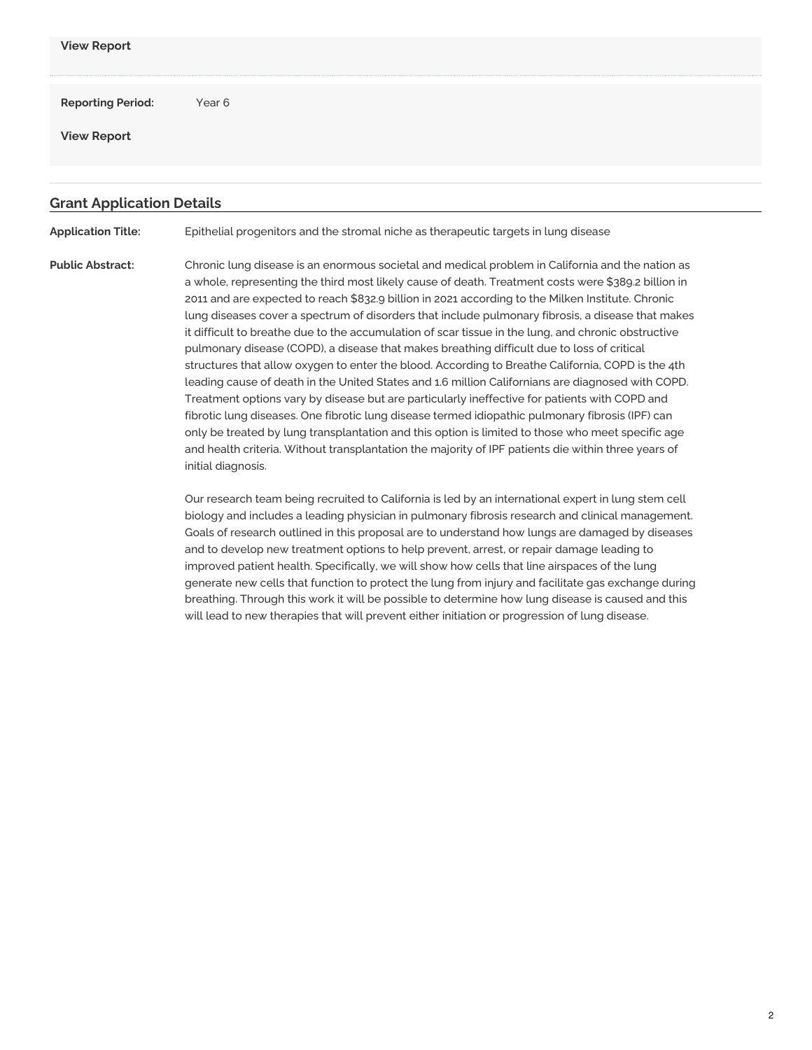**View Report**

| | |
|---|---|
| **Reporting Period:** | Year 6 |

**View Report**

## Grant Application Details

**Application Title:** Epithelial progenitors and the stromal niche as therapeutic targets in lung disease

**Public Abstract:**

Chronic lung disease is an enormous societal and medical problem in California and the nation as a whole, representing the third most likely cause of death. Treatment costs were $389.2 billion in 2011 and are expected to reach $832.9 billion in 2021 according to the Milken Institute. Chronic lung diseases cover a spectrum of disorders that include pulmonary fibrosis, a disease that makes it difficult to breathe due to the accumulation of scar tissue in the lung, and chronic obstructive pulmonary disease (COPD), a disease that makes breathing difficult due to loss of critical structures that allow oxygen to enter the blood. According to Breathe California, COPD is the 4th leading cause of death in the United States and 1.6 million Californians are diagnosed with COPD. Treatment options vary by disease but are particularly ineffective for patients with COPD and fibrotic lung diseases. One fibrotic lung disease termed idiopathic pulmonary fibrosis (IPF) can only be treated by lung transplantation and this option is limited to those who meet specific age and health criteria. Without transplantation the majority of IPF patients die within three years of initial diagnosis.

Our research team being recruited to California is led by an international expert in lung stem cell biology and includes a leading physician in pulmonary fibrosis research and clinical management. Goals of research outlined in this proposal are to understand how lungs are damaged by diseases and to develop new treatment options to help prevent, arrest, or repair damage leading to improved patient health. Specifically, we will show how cells that line airspaces of the lung generate new cells that function to protect the lung from injury and facilitate gas exchange during breathing. Through this work it will be possible to determine how lung disease is caused and this will lead to new therapies that will prevent either initiation or progression of lung disease.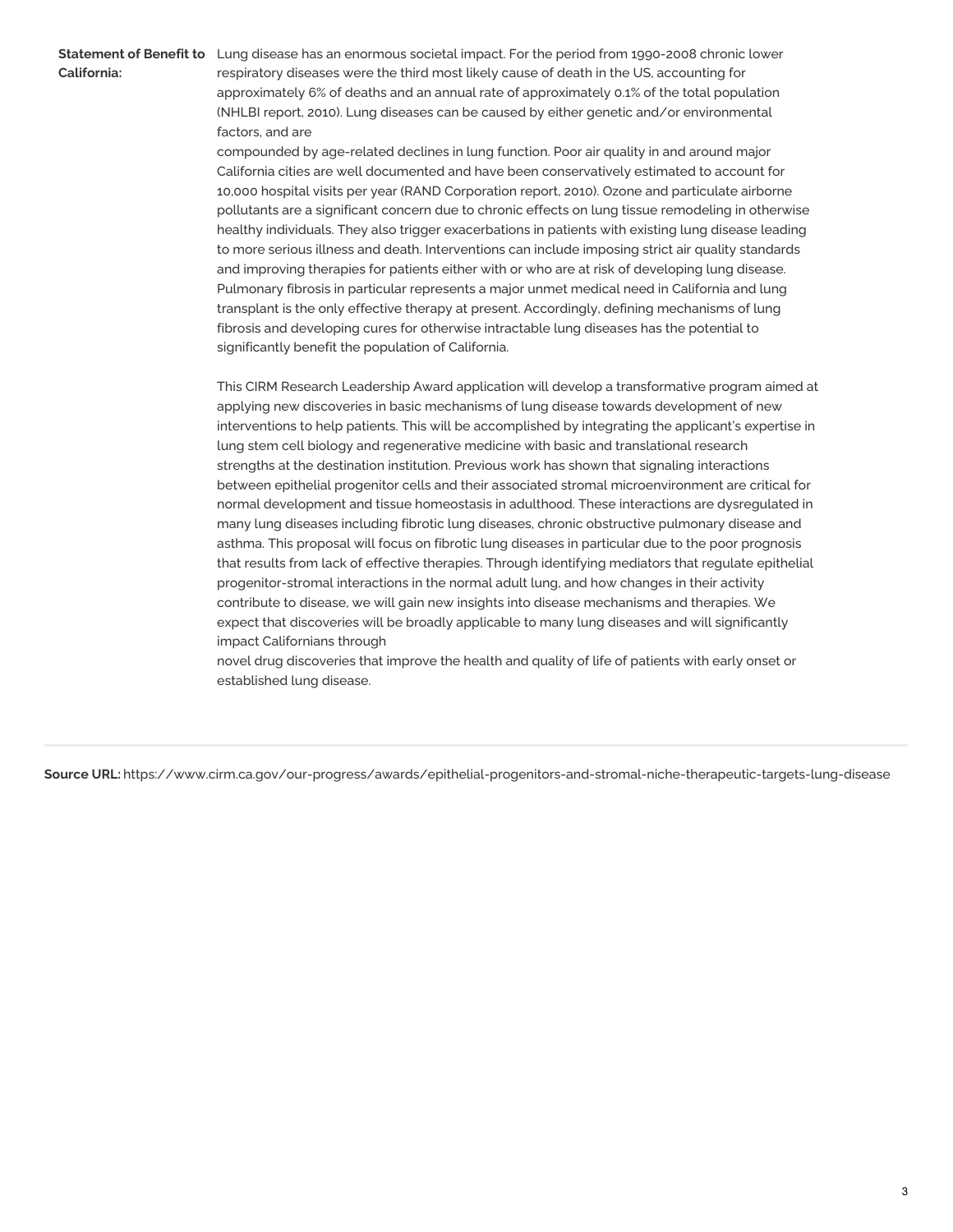**Statement of Benefit to California:**

Lung disease has an enormous societal impact. For the period from 1990-2008 chronic lower respiratory diseases were the third most likely cause of death in the US, accounting for approximately 6% of deaths and an annual rate of approximately 0.1% of the total population (NHLBI report, 2010). Lung diseases can be caused by either genetic and/or environmental factors, and are compounded by age-related declines in lung function. Poor air quality in and around major California cities are well documented and have been conservatively estimated to account for 10,000 hospital visits per year (RAND Corporation report, 2010). Ozone and particulate airborne pollutants are a significant concern due to chronic effects on lung tissue remodeling in otherwise healthy individuals. They also trigger exacerbations in patients with existing lung disease leading to more serious illness and death. Interventions can include imposing strict air quality standards and improving therapies for patients either with or who are at risk of developing lung disease. Pulmonary fibrosis in particular represents a major unmet medical need in California and lung transplant is the only effective therapy at present. Accordingly, defining mechanisms of lung fibrosis and developing cures for otherwise intractable lung diseases has the potential to significantly benefit the population of California.

This CIRM Research Leadership Award application will develop a transformative program aimed at applying new discoveries in basic mechanisms of lung disease towards development of new interventions to help patients. This will be accomplished by integrating the applicant's expertise in lung stem cell biology and regenerative medicine with basic and translational research strengths at the destination institution. Previous work has shown that signaling interactions between epithelial progenitor cells and their associated stromal microenvironment are critical for normal development and tissue homeostasis in adulthood. These interactions are dysregulated in many lung diseases including fibrotic lung diseases, chronic obstructive pulmonary disease and asthma. This proposal will focus on fibrotic lung diseases in particular due to the poor prognosis that results from lack of effective therapies. Through identifying mediators that regulate epithelial progenitor-stromal interactions in the normal adult lung, and how changes in their activity contribute to disease, we will gain new insights into disease mechanisms and therapies. We expect that discoveries will be broadly applicable to many lung diseases and will significantly impact Californians through novel drug discoveries that improve the health and quality of life of patients with early onset or established lung disease.

**Source URL:** https://www.cirm.ca.gov/our-progress/awards/epithelial-progenitors-and-stromal-niche-therapeutic-targets-lung-disease